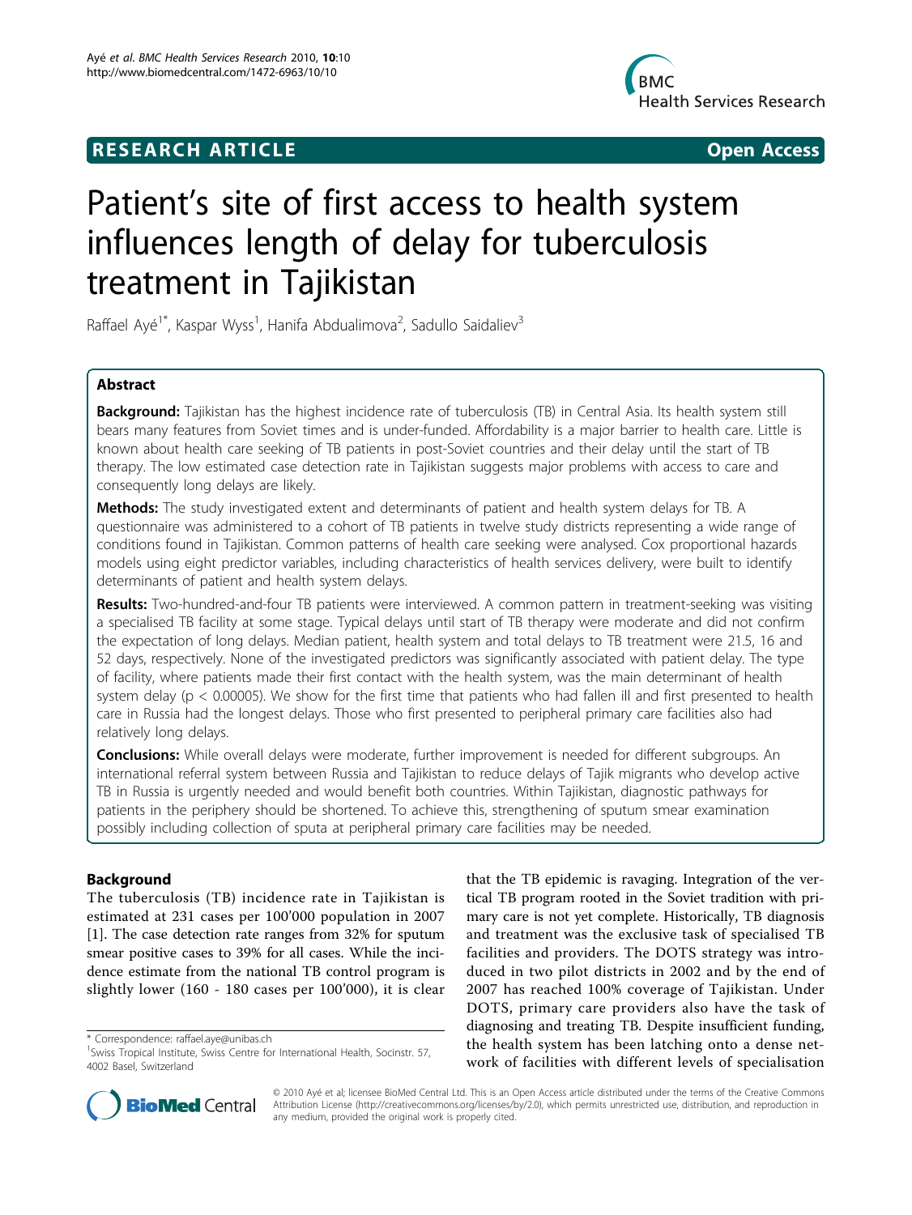RESEARCH ARTICLE Open Access

# Patient's site of first access to health system influences length of delay for tuberculosis treatment in Tajikistan

Raffael Ayé[1*], Kaspar Wyss[1], Hanifa Abdualimova[2], Sadullo Saidaliev[3]

## Abstract

**Background:** Tajikistan has the highest incidence rate of tuberculosis (TB) in Central Asia. Its health system still bears many features from Soviet times and is under-funded. Affordability is a major barrier to health care. Little is known about health care seeking of TB patients in post-Soviet countries and their delay until the start of TB therapy. The low estimated case detection rate in Tajikistan suggests major problems with access to care and consequently long delays are likely.

**Methods:** The study investigated extent and determinants of patient and health system delays for TB. A questionnaire was administered to a cohort of TB patients in twelve study districts representing a wide range of conditions found in Tajikistan. Common patterns of health care seeking were analysed. Cox proportional hazards models using eight predictor variables, including characteristics of health services delivery, were built to identify determinants of patient and health system delays.

**Results:** Two-hundred-and-four TB patients were interviewed. A common pattern in treatment-seeking was visiting a specialised TB facility at some stage. Typical delays until start of TB therapy were moderate and did not confirm the expectation of long delays. Median patient, health system and total delays to TB treatment were 21.5, 16 and 52 days, respectively. None of the investigated predictors was significantly associated with patient delay. The type of facility, where patients made their first contact with the health system, was the main determinant of health system delay ($p < 0.00005$). We show for the first time that patients who had fallen ill and first presented to health care in Russia had the longest delays. Those who first presented to peripheral primary care facilities also had relatively long delays.

**Conclusions:** While overall delays were moderate, further improvement is needed for different subgroups. An international referral system between Russia and Tajikistan to reduce delays of Tajik migrants who develop active TB in Russia is urgently needed and would benefit both countries. Within Tajikistan, diagnostic pathways for patients in the periphery should be shortened. To achieve this, strengthening of sputum smear examination possibly including collection of sputa at peripheral primary care facilities may be needed.

## Background

The tuberculosis (TB) incidence rate in Tajikistan is estimated at 231 cases per 100'000 population in 2007 [1]. The case detection rate ranges from 32% for sputum smear positive cases to 39% for all cases. While the incidence estimate from the national TB control program is slightly lower (160 - 180 cases per 100'000), it is clear that the TB epidemic is ravaging. Integration of the vertical TB program rooted in the Soviet tradition with primary care is not yet complete. Historically, TB diagnosis and treatment was the exclusive task of specialised TB facilities and providers. The DOTS strategy was introduced in two pilot districts in 2002 and by the end of 2007 has reached 100% coverage of Tajikistan. Under DOTS, primary care providers also have the task of diagnosing and treating TB. Despite insufficient funding, the health system has been latching onto a dense network of facilities with different levels of specialisation

\* Correspondence: raffael.aye@unibas.ch

[1]Swiss Tropical Institute, Swiss Centre for International Health, Socinstr. 57, 4002 Basel, Switzerland

© 2010 Ayé et al; licensee BioMed Central Ltd. This is an Open Access article distributed under the terms of the Creative Commons Attribution License (http://creativecommons.org/licenses/by/2.0), which permits unrestricted use, distribution, and reproduction in any medium, provided the original work is properly cited.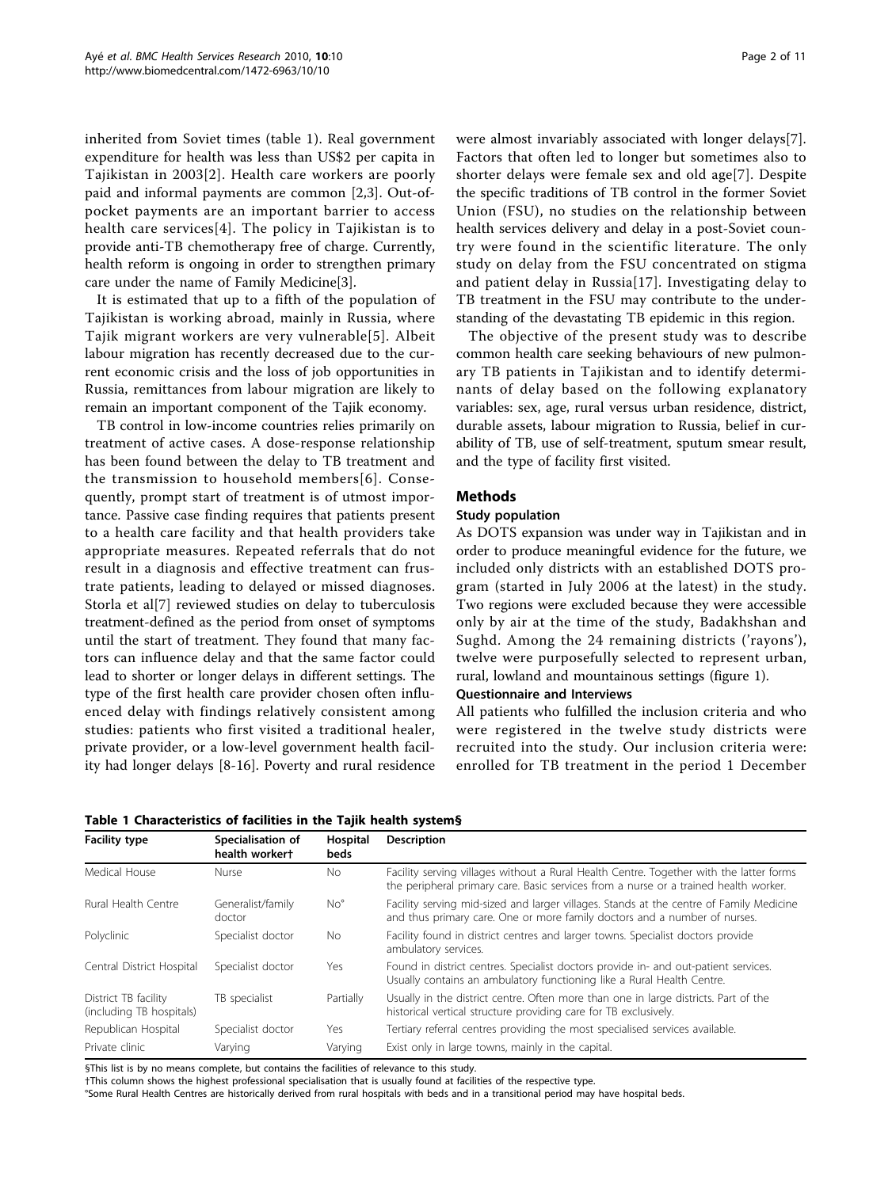inherited from Soviet times (table 1). Real government expenditure for health was less than US$2 per capita in Tajikistan in 2003[2]. Health care workers are poorly paid and informal payments are common [2,3]. Out-of-pocket payments are an important barrier to access health care services[4]. The policy in Tajikistan is to provide anti-TB chemotherapy free of charge. Currently, health reform is ongoing in order to strengthen primary care under the name of Family Medicine[3].

It is estimated that up to a fifth of the population of Tajikistan is working abroad, mainly in Russia, where Tajik migrant workers are very vulnerable[5]. Albeit labour migration has recently decreased due to the current economic crisis and the loss of job opportunities in Russia, remittances from labour migration are likely to remain an important component of the Tajik economy.

TB control in low-income countries relies primarily on treatment of active cases. A dose-response relationship has been found between the delay to TB treatment and the transmission to household members[6]. Consequently, prompt start of treatment is of utmost importance. Passive case finding requires that patients present to a health care facility and that health providers take appropriate measures. Repeated referrals that do not result in a diagnosis and effective treatment can frustrate patients, leading to delayed or missed diagnoses. Storla et al[7] reviewed studies on delay to tuberculosis treatment-defined as the period from onset of symptoms until the start of treatment. They found that many factors can influence delay and that the same factor could lead to shorter or longer delays in different settings. The type of the first health care provider chosen often influenced delay with findings relatively consistent among studies: patients who first visited a traditional healer, private provider, or a low-level government health facility had longer delays [8-16]. Poverty and rural residence were almost invariably associated with longer delays[7]. Factors that often led to longer but sometimes also to shorter delays were female sex and old age[7]. Despite the specific traditions of TB control in the former Soviet Union (FSU), no studies on the relationship between health services delivery and delay in a post-Soviet country were found in the scientific literature. The only study on delay from the FSU concentrated on stigma and patient delay in Russia[17]. Investigating delay to TB treatment in the FSU may contribute to the understanding of the devastating TB epidemic in this region.

The objective of the present study was to describe common health care seeking behaviours of new pulmonary TB patients in Tajikistan and to identify determinants of delay based on the following explanatory variables: sex, age, rural versus urban residence, district, durable assets, labour migration to Russia, belief in curability of TB, use of self-treatment, sputum smear result, and the type of facility first visited.

## Methods

### Study population

As DOTS expansion was under way in Tajikistan and in order to produce meaningful evidence for the future, we included only districts with an established DOTS program (started in July 2006 at the latest) in the study. Two regions were excluded because they were accessible only by air at the time of the study, Badakhshan and Sughd. Among the 24 remaining districts ('rayons'), twelve were purposefully selected to represent urban, rural, lowland and mountainous settings (figure 1).

### Questionnaire and Interviews

All patients who fulfilled the inclusion criteria and who were registered in the twelve study districts were recruited into the study. Our inclusion criteria were: enrolled for TB treatment in the period 1 December

**Table 1 Characteristics of facilities in the Tajik health system§**

| Facility type | Specialisation of health worker† | Hospital beds | Description |
|---|---|---|---|
| Medical House | Nurse | No | Facility serving villages without a Rural Health Centre. Together with the latter forms the peripheral primary care. Basic services from a nurse or a trained health worker. |
| Rural Health Centre | Generalist/family doctor | No° | Facility serving mid-sized and larger villages. Stands at the centre of Family Medicine and thus primary care. One or more family doctors and a number of nurses. |
| Polyclinic | Specialist doctor | No | Facility found in district centres and larger towns. Specialist doctors provide ambulatory services. |
| Central District Hospital | Specialist doctor | Yes | Found in district centres. Specialist doctors provide in- and out-patient services. Usually contains an ambulatory functioning like a Rural Health Centre. |
| District TB facility (including TB hospitals) | TB specialist | Partially | Usually in the district centre. Often more than one in large districts. Part of the historical vertical structure providing care for TB exclusively. |
| Republican Hospital | Specialist doctor | Yes | Tertiary referral centres providing the most specialised services available. |
| Private clinic | Varying | Varying | Exist only in large towns, mainly in the capital. |

§This list is by no means complete, but contains the facilities of relevance to this study.
†This column shows the highest professional specialisation that is usually found at facilities of the respective type.
°Some Rural Health Centres are historically derived from rural hospitals with beds and in a transitional period may have hospital beds.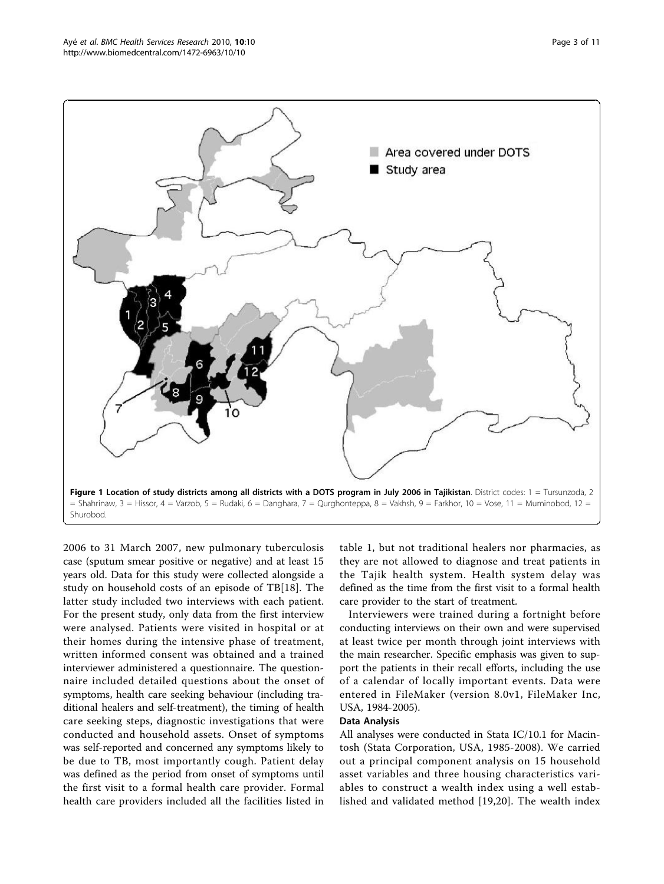**Figure 1 Location of study districts among all districts with a DOTS program in July 2006 in Tajikistan**. District codes: 1 = Tursunzoda, 2 = Shahrinaw, 3 = Hissor, 4 = Varzob, 5 = Rudaki, 6 = Danghara, 7 = Qurghonteppa, 8 = Vakhsh, 9 = Farkhor, 10 = Vose, 11 = Muminobod, 12 = Shurobod.

2006 to 31 March 2007, new pulmonary tuberculosis case (sputum smear positive or negative) and at least 15 years old. Data for this study were collected alongside a study on household costs of an episode of TB[18]. The latter study included two interviews with each patient. For the present study, only data from the first interview were analysed. Patients were visited in hospital or at their homes during the intensive phase of treatment, written informed consent was obtained and a trained interviewer administered a questionnaire. The questionnaire included detailed questions about the onset of symptoms, health care seeking behaviour (including traditional healers and self-treatment), the timing of health care seeking steps, diagnostic investigations that were conducted and household assets. Onset of symptoms was self-reported and concerned any symptoms likely to be due to TB, most importantly cough. Patient delay was defined as the period from onset of symptoms until the first visit to a formal health care provider. Formal health care providers included all the facilities listed in table 1, but not traditional healers nor pharmacies, as they are not allowed to diagnose and treat patients in the Tajik health system. Health system delay was defined as the time from the first visit to a formal health care provider to the start of treatment.

Interviewers were trained during a fortnight before conducting interviews on their own and were supervised at least twice per month through joint interviews with the main researcher. Specific emphasis was given to support the patients in their recall efforts, including the use of a calendar of locally important events. Data were entered in FileMaker (version 8.0v1, FileMaker Inc, USA, 1984-2005).

### Data Analysis

All analyses were conducted in Stata IC/10.1 for Macintosh (Stata Corporation, USA, 1985-2008). We carried out a principal component analysis on 15 household asset variables and three housing characteristics variables to construct a wealth index using a well established and validated method [19,20]. The wealth index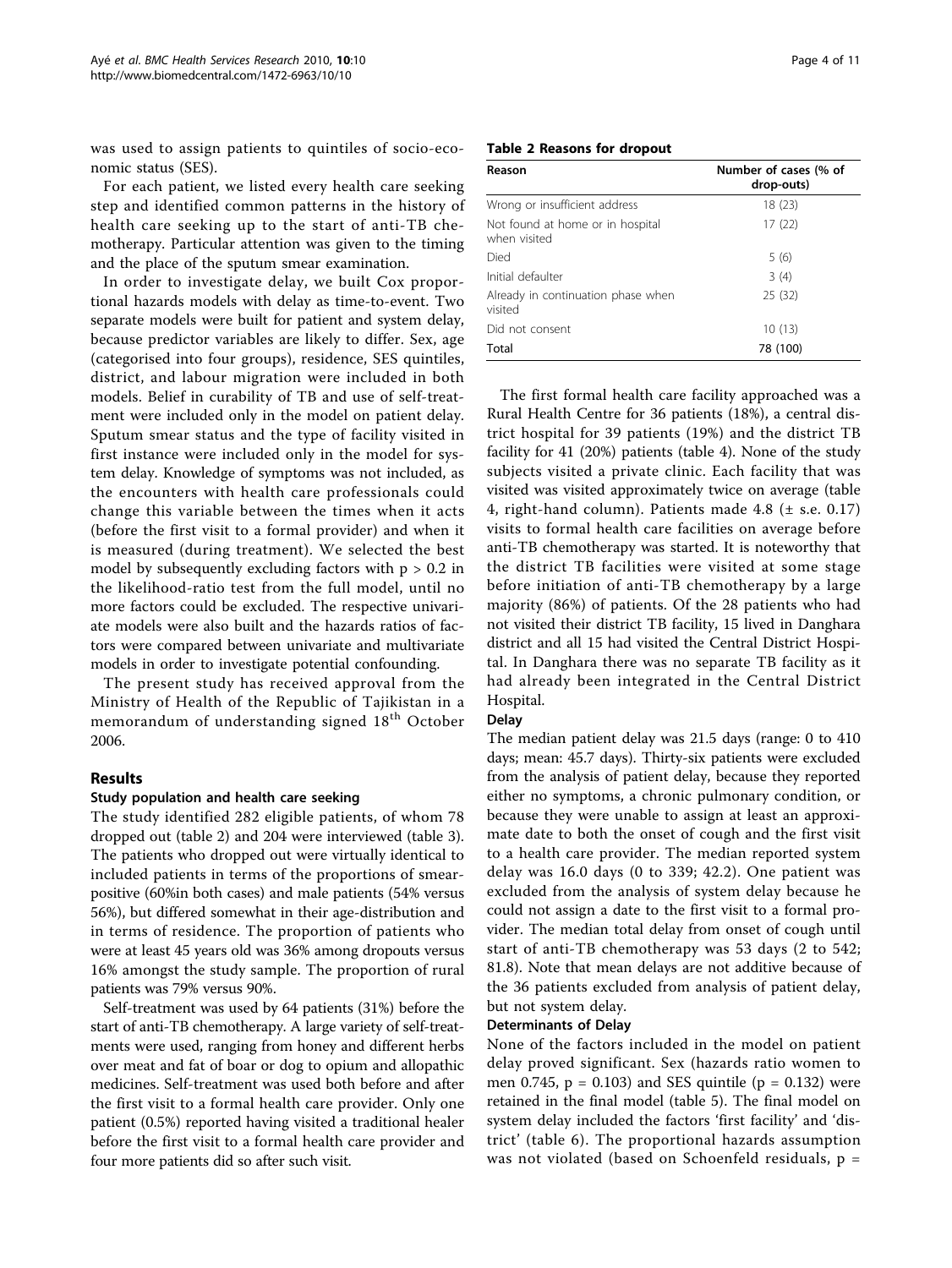was used to assign patients to quintiles of socio-economic status (SES).

For each patient, we listed every health care seeking step and identified common patterns in the history of health care seeking up to the start of anti-TB chemotherapy. Particular attention was given to the timing and the place of the sputum smear examination.

In order to investigate delay, we built Cox proportional hazards models with delay as time-to-event. Two separate models were built for patient and system delay, because predictor variables are likely to differ. Sex, age (categorised into four groups), residence, SES quintiles, district, and labour migration were included in both models. Belief in curability of TB and use of self-treatment were included only in the model on patient delay. Sputum smear status and the type of facility visited in first instance were included only in the model for system delay. Knowledge of symptoms was not included, as the encounters with health care professionals could change this variable between the times when it acts (before the first visit to a formal provider) and when it is measured (during treatment). We selected the best model by subsequently excluding factors with $p > 0.2$ in the likelihood-ratio test from the full model, until no more factors could be excluded. The respective univariate models were also built and the hazards ratios of factors were compared between univariate and multivariate models in order to investigate potential confounding.

The present study has received approval from the Ministry of Health of the Republic of Tajikistan in a memorandum of understanding signed 18th October 2006.

## Results

### Study population and health care seeking

The study identified 282 eligible patients, of whom 78 dropped out (table 2) and 204 were interviewed (table 3). The patients who dropped out were virtually identical to included patients in terms of the proportions of smear-positive (60%in both cases) and male patients (54% versus 56%), but differed somewhat in their age-distribution and in terms of residence. The proportion of patients who were at least 45 years old was 36% among dropouts versus 16% amongst the study sample. The proportion of rural patients was 79% versus 90%.

Self-treatment was used by 64 patients (31%) before the start of anti-TB chemotherapy. A large variety of self-treatments were used, ranging from honey and different herbs over meat and fat of boar or dog to opium and allopathic medicines. Self-treatment was used both before and after the first visit to a formal health care provider. Only one patient (0.5%) reported having visited a traditional healer before the first visit to a formal health care provider and four more patients did so after such visit.

**Table 2 Reasons for dropout**

| Reason | Number of cases (% of drop-outs) |
|---|---|
| Wrong or insufficient address | 18 (23) |
| Not found at home or in hospital when visited | 17 (22) |
| Died | 5 (6) |
| Initial defaulter | 3 (4) |
| Already in continuation phase when visited | 25 (32) |
| Did not consent | 10 (13) |
| Total | 78 (100) |

The first formal health care facility approached was a Rural Health Centre for 36 patients (18%), a central district hospital for 39 patients (19%) and the district TB facility for 41 (20%) patients (table 4). None of the study subjects visited a private clinic. Each facility that was visited was visited approximately twice on average (table 4, right-hand column). Patients made 4.8 (± s.e. 0.17) visits to formal health care facilities on average before anti-TB chemotherapy was started. It is noteworthy that the district TB facilities were visited at some stage before initiation of anti-TB chemotherapy by a large majority (86%) of patients. Of the 28 patients who had not visited their district TB facility, 15 lived in Danghara district and all 15 had visited the Central District Hospital. In Danghara there was no separate TB facility as it had already been integrated in the Central District Hospital.

### Delay

The median patient delay was 21.5 days (range: 0 to 410 days; mean: 45.7 days). Thirty-six patients were excluded from the analysis of patient delay, because they reported either no symptoms, a chronic pulmonary condition, or because they were unable to assign at least an approximate date to both the onset of cough and the first visit to a health care provider. The median reported system delay was 16.0 days (0 to 339; 42.2). One patient was excluded from the analysis of system delay because he could not assign a date to the first visit to a formal provider. The median total delay from onset of cough until start of anti-TB chemotherapy was 53 days (2 to 542; 81.8). Note that mean delays are not additive because of the 36 patients excluded from analysis of patient delay, but not system delay.

### Determinants of Delay

None of the factors included in the model on patient delay proved significant. Sex (hazards ratio women to men 0.745, $p = 0.103$) and SES quintile ($p = 0.132$) were retained in the final model (table 5). The final model on system delay included the factors 'first facility' and 'district' (table 6). The proportional hazards assumption was not violated (based on Schoenfeld residuals, p =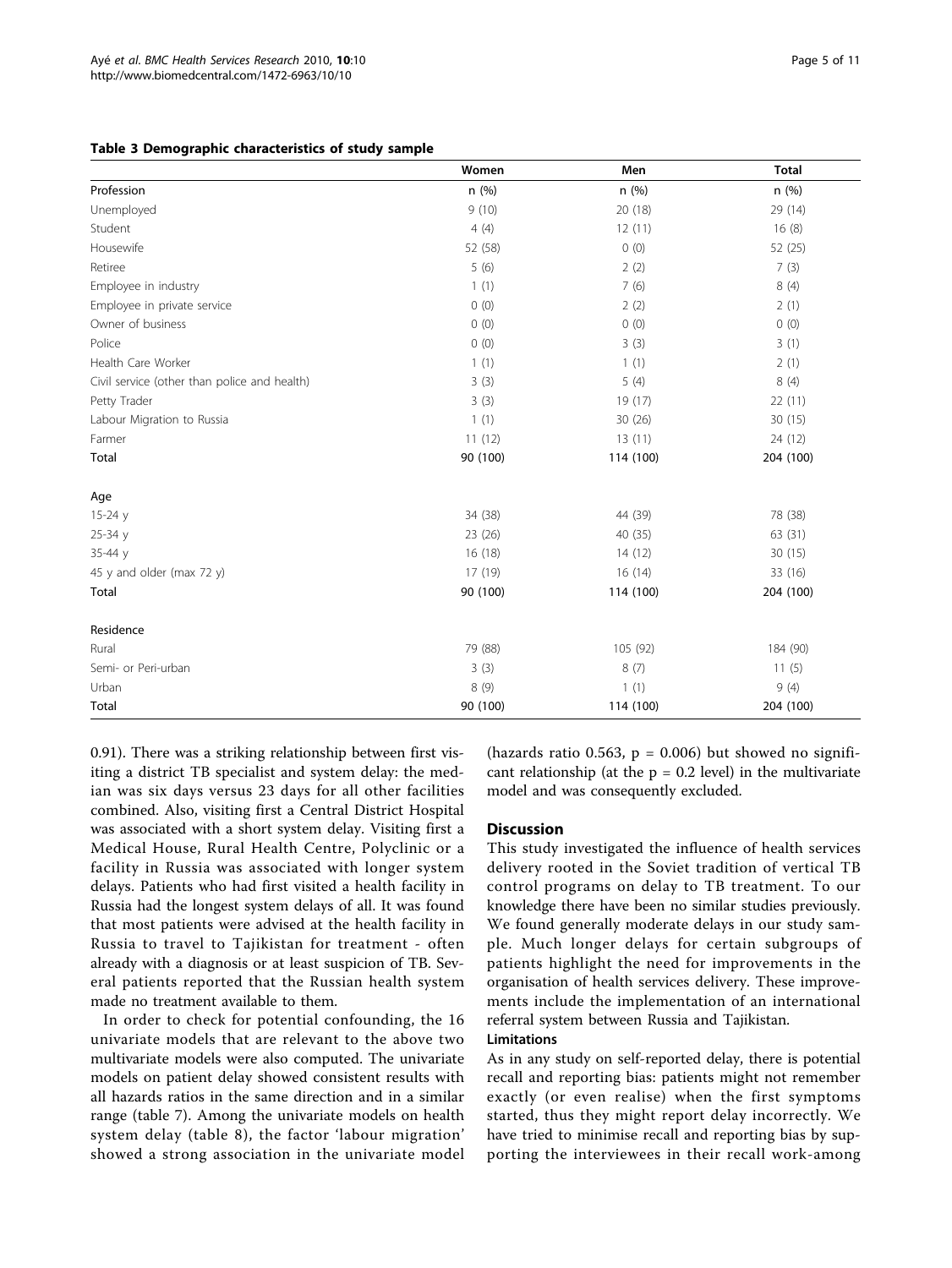**Table 3 Demographic characteristics of study sample**

| | Women | Men | Total |
|---|---|---|---|
| Profession | n (%) | n (%) | n (%) |
| Unemployed | 9 (10) | 20 (18) | 29 (14) |
| Student | 4 (4) | 12 (11) | 16 (8) |
| Housewife | 52 (58) | 0 (0) | 52 (25) |
| Retiree | 5 (6) | 2 (2) | 7 (3) |
| Employee in industry | 1 (1) | 7 (6) | 8 (4) |
| Employee in private service | 0 (0) | 2 (2) | 2 (1) |
| Owner of business | 0 (0) | 0 (0) | 0 (0) |
| Police | 0 (0) | 3 (3) | 3 (1) |
| Health Care Worker | 1 (1) | 1 (1) | 2 (1) |
| Civil service (other than police and health) | 3 (3) | 5 (4) | 8 (4) |
| Petty Trader | 3 (3) | 19 (17) | 22 (11) |
| Labour Migration to Russia | 1 (1) | 30 (26) | 30 (15) |
| Farmer | 11 (12) | 13 (11) | 24 (12) |
| **Total** | 90 (100) | 114 (100) | 204 (100) |
| | | | |
| Age | | | |
| 15-24 y | 34 (38) | 44 (39) | 78 (38) |
| 25-34 y | 23 (26) | 40 (35) | 63 (31) |
| 35-44 y | 16 (18) | 14 (12) | 30 (15) |
| 45 y and older (max 72 y) | 17 (19) | 16 (14) | 33 (16) |
| **Total** | 90 (100) | 114 (100) | 204 (100) |
| | | | |
| Residence | | | |
| Rural | 79 (88) | 105 (92) | 184 (90) |
| Semi- or Peri-urban | 3 (3) | 8 (7) | 11 (5) |
| Urban | 8 (9) | 1 (1) | 9 (4) |
| **Total** | 90 (100) | 114 (100) | 204 (100) |

0.91). There was a striking relationship between first visiting a district TB specialist and system delay: the median was six days versus 23 days for all other facilities combined. Also, visiting first a Central District Hospital was associated with a short system delay. Visiting first a Medical House, Rural Health Centre, Polyclinic or a facility in Russia was associated with longer system delays. Patients who had first visited a health facility in Russia had the longest system delays of all. It was found that most patients were advised at the health facility in Russia to travel to Tajikistan for treatment - often already with a diagnosis or at least suspicion of TB. Several patients reported that the Russian health system made no treatment available to them.

In order to check for potential confounding, the 16 univariate models that are relevant to the above two multivariate models were also computed. The univariate models on patient delay showed consistent results with all hazards ratios in the same direction and in a similar range (table 7). Among the univariate models on health system delay (table 8), the factor 'labour migration' showed a strong association in the univariate model (hazards ratio 0.563, $p = 0.006$) but showed no significant relationship (at the $p = 0.2$ level) in the multivariate model and was consequently excluded.

## Discussion

This study investigated the influence of health services delivery rooted in the Soviet tradition of vertical TB control programs on delay to TB treatment. To our knowledge there have been no similar studies previously. We found generally moderate delays in our study sample. Much longer delays for certain subgroups of patients highlight the need for improvements in the organisation of health services delivery. These improvements include the implementation of an international referral system between Russia and Tajikistan.

### Limitations

As in any study on self-reported delay, there is potential recall and reporting bias: patients might not remember exactly (or even realise) when the first symptoms started, thus they might report delay incorrectly. We have tried to minimise recall and reporting bias by supporting the interviewees in their recall work-among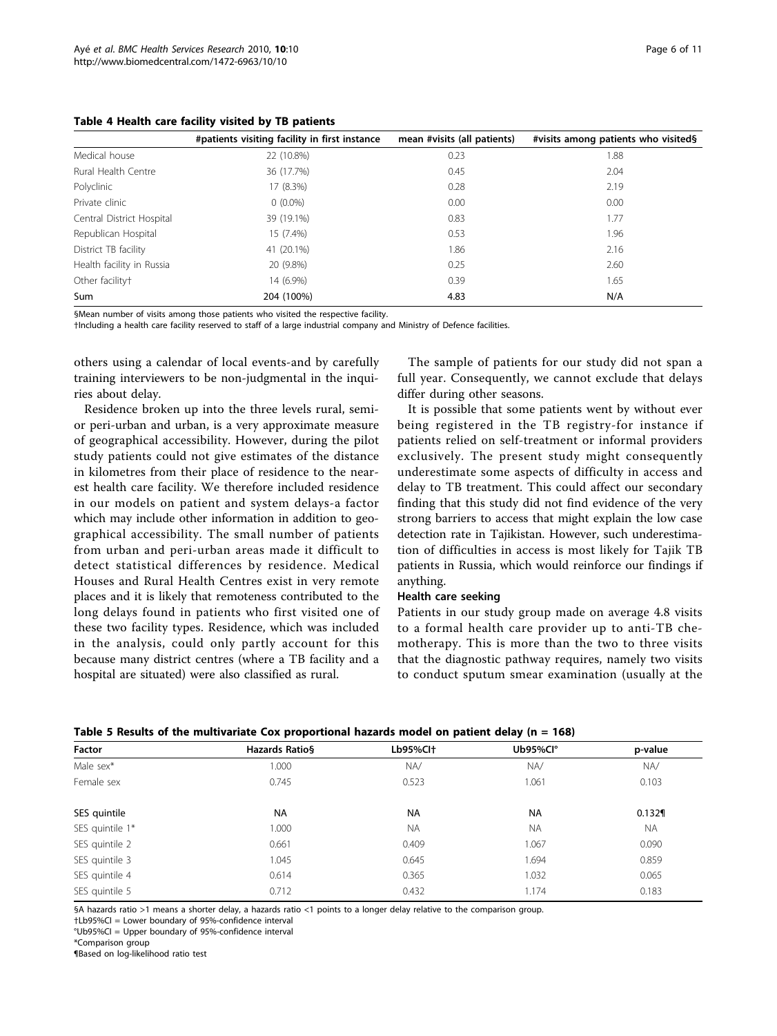**Table 4 Health care facility visited by TB patients**

| | #patients visiting facility in first instance | mean #visits (all patients) | #visits among patients who visited§ |
|---|---|---|---|
| Medical house | 22 (10.8%) | 0.23 | 1.88 |
| Rural Health Centre | 36 (17.7%) | 0.45 | 2.04 |
| Polyclinic | 17 (8.3%) | 0.28 | 2.19 |
| Private clinic | 0 (0.0%) | 0.00 | 0.00 |
| Central District Hospital | 39 (19.1%) | 0.83 | 1.77 |
| Republican Hospital | 15 (7.4%) | 0.53 | 1.96 |
| District TB facility | 41 (20.1%) | 1.86 | 2.16 |
| Health facility in Russia | 20 (9.8%) | 0.25 | 2.60 |
| Other facility† | 14 (6.9%) | 0.39 | 1.65 |
| Sum | 204 (100%) | 4.83 | N/A |

§Mean number of visits among those patients who visited the respective facility.

†Including a health care facility reserved to staff of a large industrial company and Ministry of Defence facilities.

others using a calendar of local events-and by carefully training interviewers to be non-judgmental in the inquiries about delay.

Residence broken up into the three levels rural, semi- or peri-urban and urban, is a very approximate measure of geographical accessibility. However, during the pilot study patients could not give estimates of the distance in kilometres from their place of residence to the nearest health care facility. We therefore included residence in our models on patient and system delays-a factor which may include other information in addition to geographical accessibility. The small number of patients from urban and peri-urban areas made it difficult to detect statistical differences by residence. Medical Houses and Rural Health Centres exist in very remote places and it is likely that remoteness contributed to the long delays found in patients who first visited one of these two facility types. Residence, which was included in the analysis, could only partly account for this because many district centres (where a TB facility and a hospital are situated) were also classified as rural.

The sample of patients for our study did not span a full year. Consequently, we cannot exclude that delays differ during other seasons.

It is possible that some patients went by without ever being registered in the TB registry-for instance if patients relied on self-treatment or informal providers exclusively. The present study might consequently underestimate some aspects of difficulty in access and delay to TB treatment. This could affect our secondary finding that this study did not find evidence of the very strong barriers to access that might explain the low case detection rate in Tajikistan. However, such underestimation of difficulties in access is most likely for Tajik TB patients in Russia, which would reinforce our findings if anything.

#### Health care seeking

Patients in our study group made on average 4.8 visits to a formal health care provider up to anti-TB chemotherapy. This is more than the two to three visits that the diagnostic pathway requires, namely two visits to conduct sputum smear examination (usually at the

**Table 5 Results of the multivariate Cox proportional hazards model on patient delay (n = 168)**

| Factor | Hazards Ratio§ | Lb95%CI† | Ub95%CI° | p-value |
|---|---|---|---|---|
| Male sex* | 1.000 | NA/ | NA/ | NA/ |
| Female sex | 0.745 | 0.523 | 1.061 | 0.103 |
| SES quintile | NA | NA | NA | 0.132¶ |
| SES quintile 1* | 1.000 | NA | NA | NA |
| SES quintile 2 | 0.661 | 0.409 | 1.067 | 0.090 |
| SES quintile 3 | 1.045 | 0.645 | 1.694 | 0.859 |
| SES quintile 4 | 0.614 | 0.365 | 1.032 | 0.065 |
| SES quintile 5 | 0.712 | 0.432 | 1.174 | 0.183 |

§A hazards ratio >1 means a shorter delay, a hazards ratio <1 points to a longer delay relative to the comparison group.

†Lb95%CI = Lower boundary of 95%-confidence interval

°Ub95%CI = Upper boundary of 95%-confidence interval

*Comparison group

¶Based on log-likelihood ratio test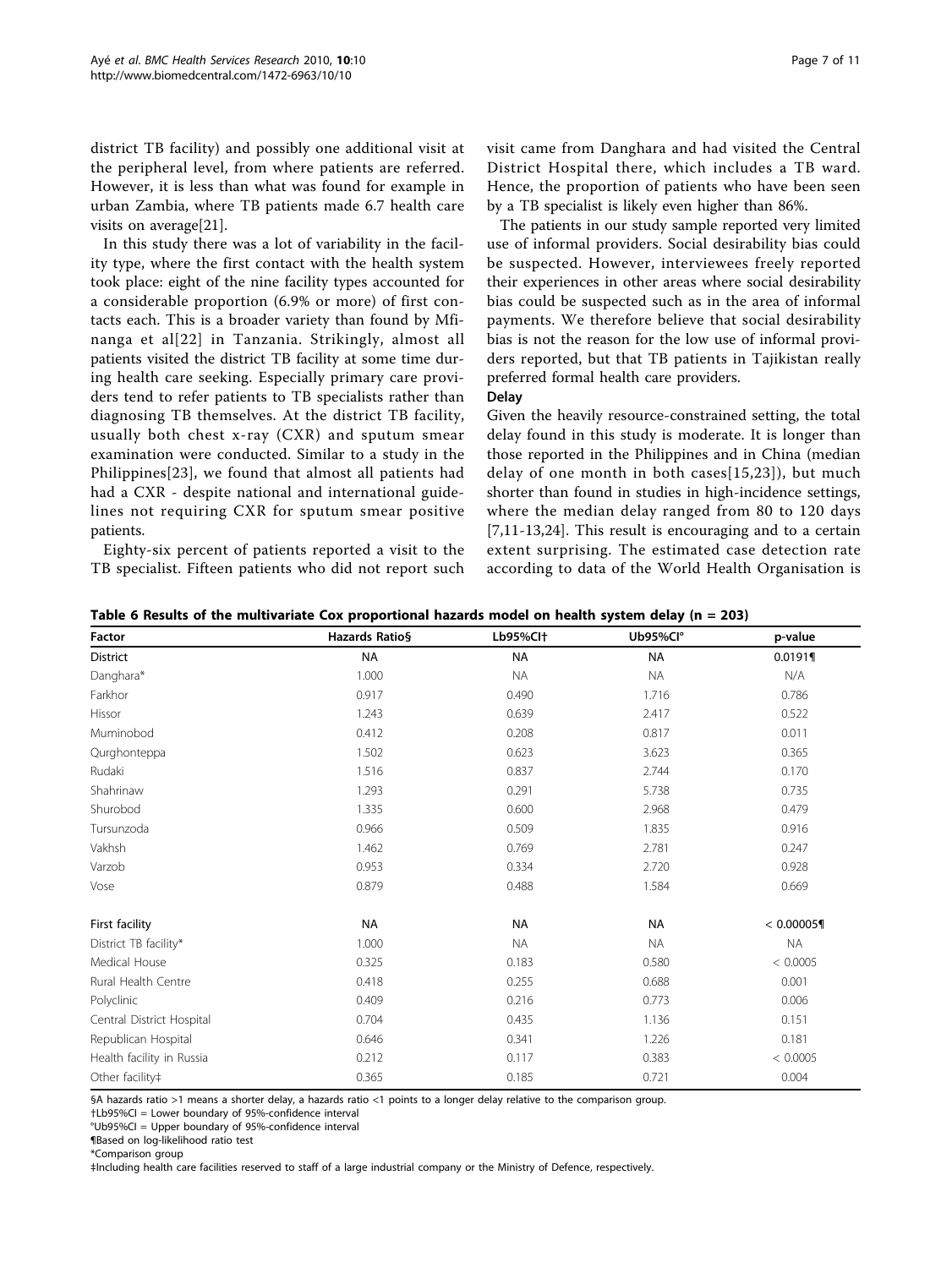district TB facility) and possibly one additional visit at the peripheral level, from where patients are referred. However, it is less than what was found for example in urban Zambia, where TB patients made 6.7 health care visits on average[21].

In this study there was a lot of variability in the facility type, where the first contact with the health system took place: eight of the nine facility types accounted for a considerable proportion (6.9% or more) of first contacts each. This is a broader variety than found by Mfinanga et al[22] in Tanzania. Strikingly, almost all patients visited the district TB facility at some time during health care seeking. Especially primary care providers tend to refer patients to TB specialists rather than diagnosing TB themselves. At the district TB facility, usually both chest x-ray (CXR) and sputum smear examination were conducted. Similar to a study in the Philippines[23], we found that almost all patients had had a CXR - despite national and international guidelines not requiring CXR for sputum smear positive patients.

Eighty-six percent of patients reported a visit to the TB specialist. Fifteen patients who did not report such visit came from Danghara and had visited the Central District Hospital there, which includes a TB ward. Hence, the proportion of patients who have been seen by a TB specialist is likely even higher than 86%.

The patients in our study sample reported very limited use of informal providers. Social desirability bias could be suspected. However, interviewees freely reported their experiences in other areas where social desirability bias could be suspected such as in the area of informal payments. We therefore believe that social desirability bias is not the reason for the low use of informal providers reported, but that TB patients in Tajikistan really preferred formal health care providers.

### Delay

Given the heavily resource-constrained setting, the total delay found in this study is moderate. It is longer than those reported in the Philippines and in China (median delay of one month in both cases[15,23]), but much shorter than found in studies in high-incidence settings, where the median delay ranged from 80 to 120 days [7,11-13,24]. This result is encouraging and to a certain extent surprising. The estimated case detection rate according to data of the World Health Organisation is

**Table 6 Results of the multivariate Cox proportional hazards model on health system delay (n = 203)**

| Factor | Hazards Ratio§ | Lb95%CI† | Ub95%CI° | p-value |
|---|---|---|---|---|
| District | NA | NA | NA | 0.0191¶ |
| Danghara* | 1.000 | NA | NA | N/A |
| Farkhor | 0.917 | 0.490 | 1.716 | 0.786 |
| Hissor | 1.243 | 0.639 | 2.417 | 0.522 |
| Muminobod | 0.412 | 0.208 | 0.817 | 0.011 |
| Qurghonteppa | 1.502 | 0.623 | 3.623 | 0.365 |
| Rudaki | 1.516 | 0.837 | 2.744 | 0.170 |
| Shahrinaw | 1.293 | 0.291 | 5.738 | 0.735 |
| Shurobod | 1.335 | 0.600 | 2.968 | 0.479 |
| Tursunzoda | 0.966 | 0.509 | 1.835 | 0.916 |
| Vakhsh | 1.462 | 0.769 | 2.781 | 0.247 |
| Varzob | 0.953 | 0.334 | 2.720 | 0.928 |
| Vose | 0.879 | 0.488 | 1.584 | 0.669 |
| First facility | NA | NA | NA | < 0.00005¶ |
| District TB facility* | 1.000 | NA | NA | NA |
| Medical House | 0.325 | 0.183 | 0.580 | < 0.0005 |
| Rural Health Centre | 0.418 | 0.255 | 0.688 | 0.001 |
| Polyclinic | 0.409 | 0.216 | 0.773 | 0.006 |
| Central District Hospital | 0.704 | 0.435 | 1.136 | 0.151 |
| Republican Hospital | 0.646 | 0.341 | 1.226 | 0.181 |
| Health facility in Russia | 0.212 | 0.117 | 0.383 | < 0.0005 |
| Other facility‡ | 0.365 | 0.185 | 0.721 | 0.004 |

§A hazards ratio >1 means a shorter delay, a hazards ratio <1 points to a longer delay relative to the comparison group.
†Lb95%CI = Lower boundary of 95%-confidence interval
°Ub95%CI = Upper boundary of 95%-confidence interval
¶Based on log-likelihood ratio test
*Comparison group
‡Including health care facilities reserved to staff of a large industrial company or the Ministry of Defence, respectively.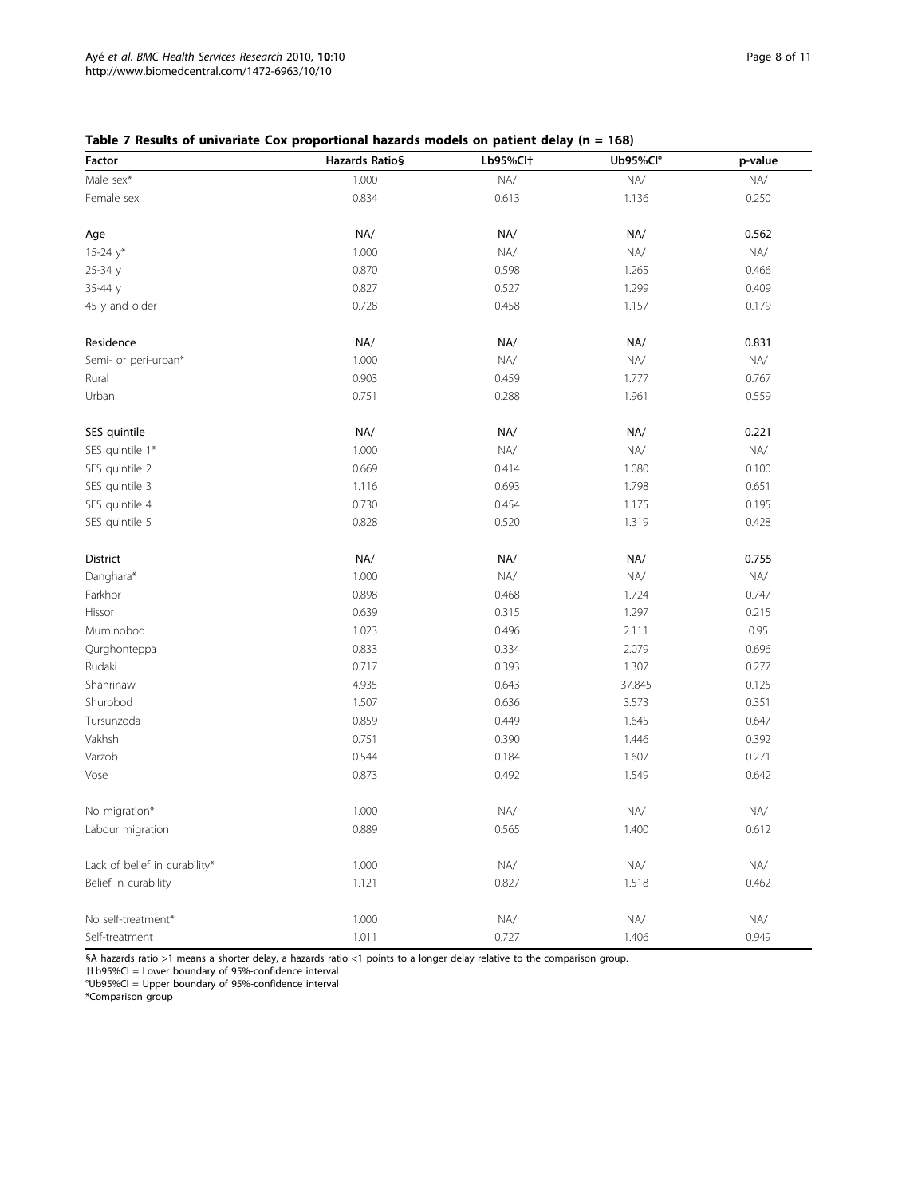**Table 7 Results of univariate Cox proportional hazards models on patient delay (n = 168)**

| Factor | Hazards Ratio§ | Lb95%CI† | Ub95%CI° | p-value |
|---|---|---|---|---|
| Male sex* | 1.000 | NA/ | NA/ | NA/ |
| Female sex | 0.834 | 0.613 | 1.136 | 0.250 |
| Age | NA/ | NA/ | NA/ | 0.562 |
| 15-24 y* | 1.000 | NA/ | NA/ | NA/ |
| 25-34 y | 0.870 | 0.598 | 1.265 | 0.466 |
| 35-44 y | 0.827 | 0.527 | 1.299 | 0.409 |
| 45 y and older | 0.728 | 0.458 | 1.157 | 0.179 |
| Residence | NA/ | NA/ | NA/ | 0.831 |
| Semi- or peri-urban* | 1.000 | NA/ | NA/ | NA/ |
| Rural | 0.903 | 0.459 | 1.777 | 0.767 |
| Urban | 0.751 | 0.288 | 1.961 | 0.559 |
| SES quintile | NA/ | NA/ | NA/ | 0.221 |
| SES quintile 1* | 1.000 | NA/ | NA/ | NA/ |
| SES quintile 2 | 0.669 | 0.414 | 1.080 | 0.100 |
| SES quintile 3 | 1.116 | 0.693 | 1.798 | 0.651 |
| SES quintile 4 | 0.730 | 0.454 | 1.175 | 0.195 |
| SES quintile 5 | 0.828 | 0.520 | 1.319 | 0.428 |
| District | NA/ | NA/ | NA/ | 0.755 |
| Danghara* | 1.000 | NA/ | NA/ | NA/ |
| Farkhor | 0.898 | 0.468 | 1.724 | 0.747 |
| Hissor | 0.639 | 0.315 | 1.297 | 0.215 |
| Muminobod | 1.023 | 0.496 | 2.111 | 0.95 |
| Qurghonteppa | 0.833 | 0.334 | 2.079 | 0.696 |
| Rudaki | 0.717 | 0.393 | 1.307 | 0.277 |
| Shahrinaw | 4.935 | 0.643 | 37.845 | 0.125 |
| Shurobod | 1.507 | 0.636 | 3.573 | 0.351 |
| Tursunzoda | 0.859 | 0.449 | 1.645 | 0.647 |
| Vakhsh | 0.751 | 0.390 | 1.446 | 0.392 |
| Varzob | 0.544 | 0.184 | 1.607 | 0.271 |
| Vose | 0.873 | 0.492 | 1.549 | 0.642 |
| No migration* | 1.000 | NA/ | NA/ | NA/ |
| Labour migration | 0.889 | 0.565 | 1.400 | 0.612 |
| Lack of belief in curability* | 1.000 | NA/ | NA/ | NA/ |
| Belief in curability | 1.121 | 0.827 | 1.518 | 0.462 |
| No self-treatment* | 1.000 | NA/ | NA/ | NA/ |
| Self-treatment | 1.011 | 0.727 | 1.406 | 0.949 |

§A hazards ratio >1 means a shorter delay, a hazards ratio <1 points to a longer delay relative to the comparison group.
†Lb95%CI = Lower boundary of 95%-confidence interval
°Ub95%CI = Upper boundary of 95%-confidence interval
*Comparison group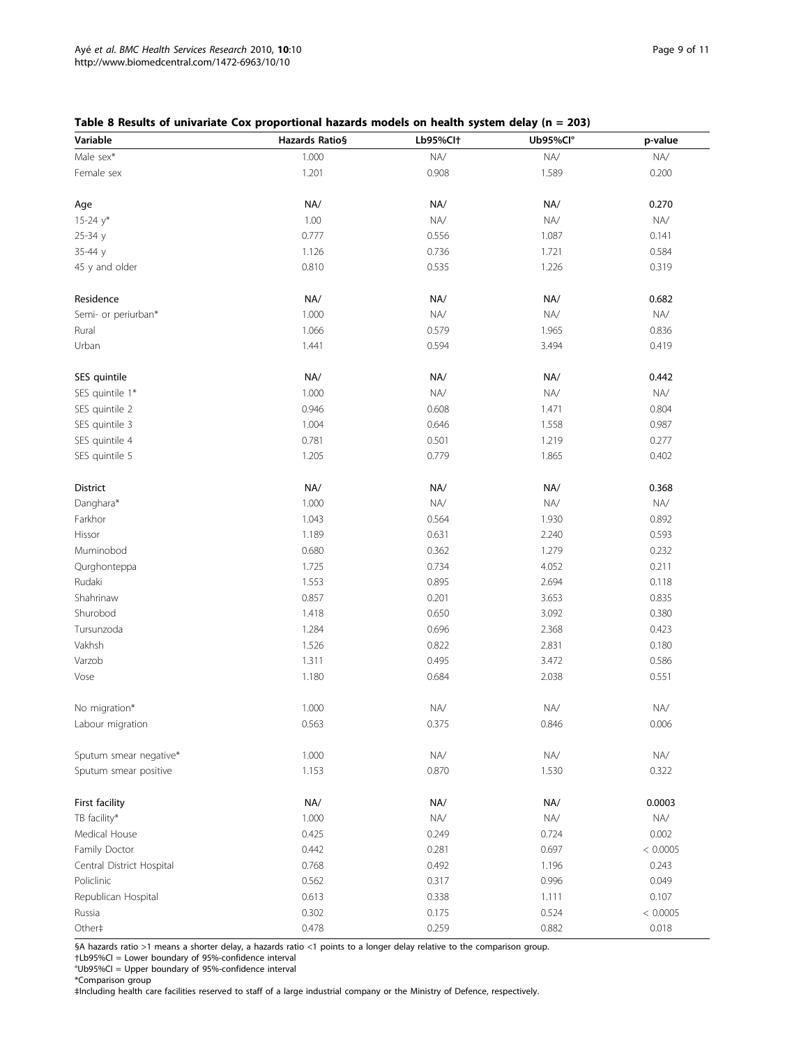**Table 8 Results of univariate Cox proportional hazards models on health system delay (n = 203)**

| Variable | Hazards Ratio§ | Lb95%CI† | Ub95%CI° | p-value |
|---|---|---|---|---|
| Male sex* | 1.000 | NA/ | NA/ | NA/ |
| Female sex | 1.201 | 0.908 | 1.589 | 0.200 |
| | | | | |
| Age | NA/ | NA/ | NA/ | 0.270 |
| 15-24 y* | 1.00 | NA/ | NA/ | NA/ |
| 25-34 y | 0.777 | 0.556 | 1.087 | 0.141 |
| 35-44 y | 1.126 | 0.736 | 1.721 | 0.584 |
| 45 y and older | 0.810 | 0.535 | 1.226 | 0.319 |
| | | | | |
| Residence | NA/ | NA/ | NA/ | 0.682 |
| Semi- or periurban* | 1.000 | NA/ | NA/ | NA/ |
| Rural | 1.066 | 0.579 | 1.965 | 0.836 |
| Urban | 1.441 | 0.594 | 3.494 | 0.419 |
| | | | | |
| SES quintile | NA/ | NA/ | NA/ | 0.442 |
| SES quintile 1* | 1.000 | NA/ | NA/ | NA/ |
| SES quintile 2 | 0.946 | 0.608 | 1.471 | 0.804 |
| SES quintile 3 | 1.004 | 0.646 | 1.558 | 0.987 |
| SES quintile 4 | 0.781 | 0.501 | 1.219 | 0.277 |
| SES quintile 5 | 1.205 | 0.779 | 1.865 | 0.402 |
| | | | | |
| District | NA/ | NA/ | NA/ | 0.368 |
| Danghara* | 1.000 | NA/ | NA/ | NA/ |
| Farkhor | 1.043 | 0.564 | 1.930 | 0.892 |
| Hissor | 1.189 | 0.631 | 2.240 | 0.593 |
| Muminobod | 0.680 | 0.362 | 1.279 | 0.232 |
| Qurghonteppa | 1.725 | 0.734 | 4.052 | 0.211 |
| Rudaki | 1.553 | 0.895 | 2.694 | 0.118 |
| Shahrinaw | 0.857 | 0.201 | 3.653 | 0.835 |
| Shurobod | 1.418 | 0.650 | 3.092 | 0.380 |
| Tursunzoda | 1.284 | 0.696 | 2.368 | 0.423 |
| Vakhsh | 1.526 | 0.822 | 2.831 | 0.180 |
| Varzob | 1.311 | 0.495 | 3.472 | 0.586 |
| Vose | 1.180 | 0.684 | 2.038 | 0.551 |
| | | | | |
| No migration* | 1.000 | NA/ | NA/ | NA/ |
| Labour migration | 0.563 | 0.375 | 0.846 | 0.006 |
| | | | | |
| Sputum smear negative* | 1.000 | NA/ | NA/ | NA/ |
| Sputum smear positive | 1.153 | 0.870 | 1.530 | 0.322 |
| | | | | |
| First facility | NA/ | NA/ | NA/ | 0.0003 |
| TB facility* | 1.000 | NA/ | NA/ | NA/ |
| Medical House | 0.425 | 0.249 | 0.724 | 0.002 |
| Family Doctor | 0.442 | 0.281 | 0.697 | < 0.0005 |
| Central District Hospital | 0.768 | 0.492 | 1.196 | 0.243 |
| Policlinic | 0.562 | 0.317 | 0.996 | 0.049 |
| Republican Hospital | 0.613 | 0.338 | 1.111 | 0.107 |
| Russia | 0.302 | 0.175 | 0.524 | < 0.0005 |
| Other‡ | 0.478 | 0.259 | 0.882 | 0.018 |

§A hazards ratio >1 means a shorter delay, a hazards ratio <1 points to a longer delay relative to the comparison group.
†Lb95%CI = Lower boundary of 95%-confidence interval
°Ub95%CI = Upper boundary of 95%-confidence interval
*Comparison group
‡Including health care facilities reserved to staff of a large industrial company or the Ministry of Defence, respectively.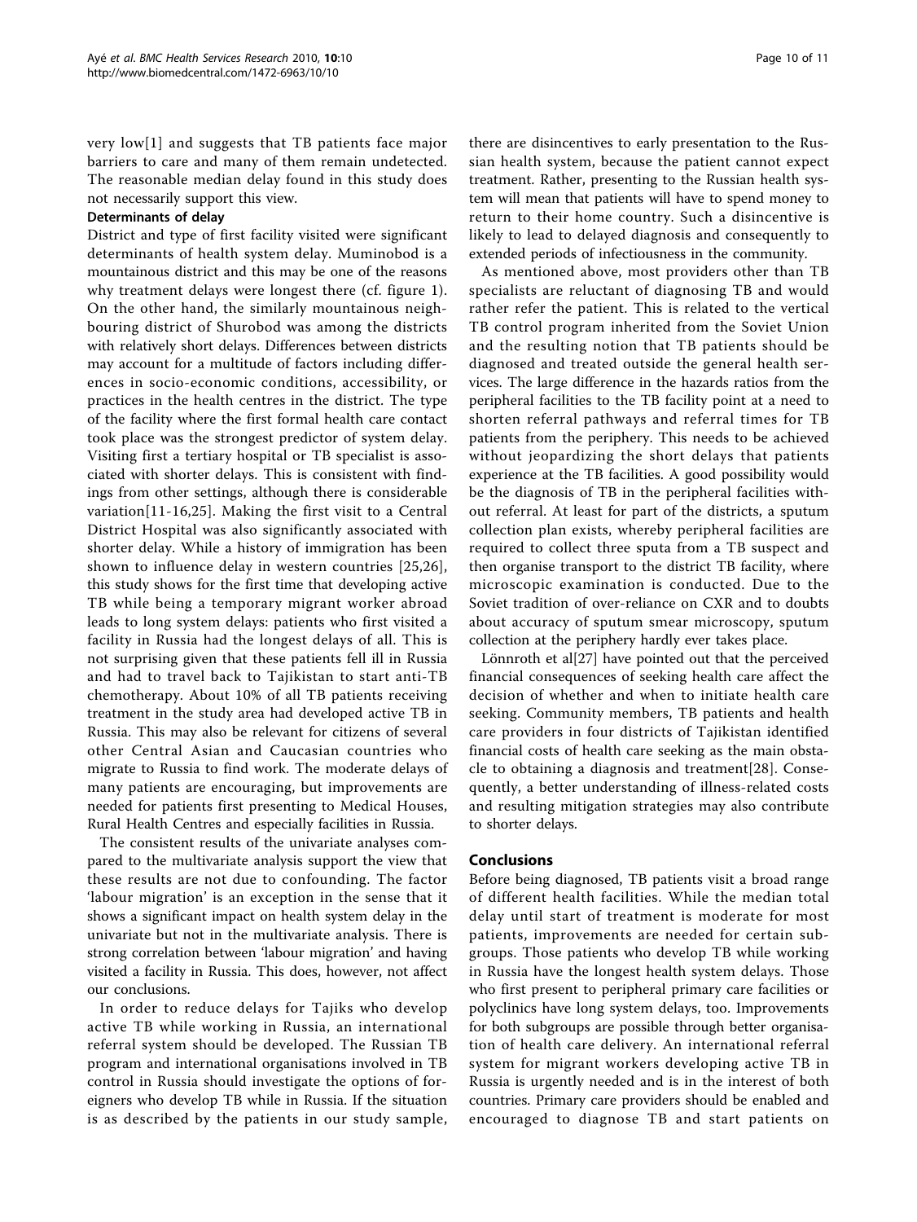very low[1] and suggests that TB patients face major barriers to care and many of them remain undetected. The reasonable median delay found in this study does not necessarily support this view.

### Determinants of delay

District and type of first facility visited were significant determinants of health system delay. Muminobod is a mountainous district and this may be one of the reasons why treatment delays were longest there (cf. figure 1). On the other hand, the similarly mountainous neighbouring district of Shurobod was among the districts with relatively short delays. Differences between districts may account for a multitude of factors including differences in socio-economic conditions, accessibility, or practices in the health centres in the district. The type of the facility where the first formal health care contact took place was the strongest predictor of system delay. Visiting first a tertiary hospital or TB specialist is associated with shorter delays. This is consistent with findings from other settings, although there is considerable variation[11-16,25]. Making the first visit to a Central District Hospital was also significantly associated with shorter delay. While a history of immigration has been shown to influence delay in western countries [25,26], this study shows for the first time that developing active TB while being a temporary migrant worker abroad leads to long system delays: patients who first visited a facility in Russia had the longest delays of all. This is not surprising given that these patients fell ill in Russia and had to travel back to Tajikistan to start anti-TB chemotherapy. About 10% of all TB patients receiving treatment in the study area had developed active TB in Russia. This may also be relevant for citizens of several other Central Asian and Caucasian countries who migrate to Russia to find work. The moderate delays of many patients are encouraging, but improvements are needed for patients first presenting to Medical Houses, Rural Health Centres and especially facilities in Russia.

The consistent results of the univariate analyses compared to the multivariate analysis support the view that these results are not due to confounding. The factor 'labour migration' is an exception in the sense that it shows a significant impact on health system delay in the univariate but not in the multivariate analysis. There is strong correlation between 'labour migration' and having visited a facility in Russia. This does, however, not affect our conclusions.

In order to reduce delays for Tajiks who develop active TB while working in Russia, an international referral system should be developed. The Russian TB program and international organisations involved in TB control in Russia should investigate the options of foreigners who develop TB while in Russia. If the situation is as described by the patients in our study sample, there are disincentives to early presentation to the Russian health system, because the patient cannot expect treatment. Rather, presenting to the Russian health system will mean that patients will have to spend money to return to their home country. Such a disincentive is likely to lead to delayed diagnosis and consequently to extended periods of infectiousness in the community.

As mentioned above, most providers other than TB specialists are reluctant of diagnosing TB and would rather refer the patient. This is related to the vertical TB control program inherited from the Soviet Union and the resulting notion that TB patients should be diagnosed and treated outside the general health services. The large difference in the hazards ratios from the peripheral facilities to the TB facility point at a need to shorten referral pathways and referral times for TB patients from the periphery. This needs to be achieved without jeopardizing the short delays that patients experience at the TB facilities. A good possibility would be the diagnosis of TB in the peripheral facilities without referral. At least for part of the districts, a sputum collection plan exists, whereby peripheral facilities are required to collect three sputa from a TB suspect and then organise transport to the district TB facility, where microscopic examination is conducted. Due to the Soviet tradition of over-reliance on CXR and to doubts about accuracy of sputum smear microscopy, sputum collection at the periphery hardly ever takes place.

Lönnroth et al[27] have pointed out that the perceived financial consequences of seeking health care affect the decision of whether and when to initiate health care seeking. Community members, TB patients and health care providers in four districts of Tajikistan identified financial costs of health care seeking as the main obstacle to obtaining a diagnosis and treatment[28]. Consequently, a better understanding of illness-related costs and resulting mitigation strategies may also contribute to shorter delays.

## Conclusions

Before being diagnosed, TB patients visit a broad range of different health facilities. While the median total delay until start of treatment is moderate for most patients, improvements are needed for certain subgroups. Those patients who develop TB while working in Russia have the longest health system delays. Those who first present to peripheral primary care facilities or polyclinics have long system delays, too. Improvements for both subgroups are possible through better organisation of health care delivery. An international referral system for migrant workers developing active TB in Russia is urgently needed and is in the interest of both countries. Primary care providers should be enabled and encouraged to diagnose TB and start patients on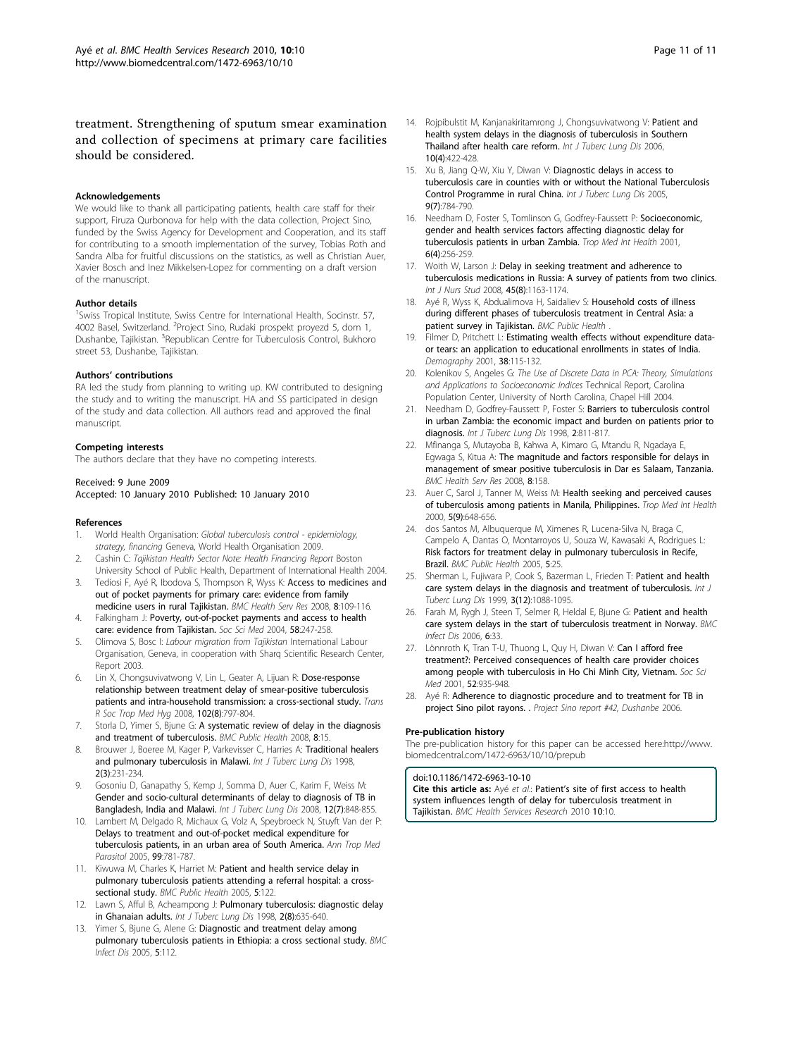treatment. Strengthening of sputum smear examination and collection of specimens at primary care facilities should be considered.

#### Acknowledgements

We would like to thank all participating patients, health care staff for their support, Firuza Qurbonova for help with the data collection, Project Sino, funded by the Swiss Agency for Development and Cooperation, and its staff for contributing to a smooth implementation of the survey, Tobias Roth and Sandra Alba for fruitful discussions on the statistics, as well as Christian Auer, Xavier Bosch and Inez Mikkelsen-Lopez for commenting on a draft version of the manuscript.

#### Author details

[1]Swiss Tropical Institute, Swiss Centre for International Health, Socinstr. 57, 4002 Basel, Switzerland. [2]Project Sino, Rudaki prospekt proyezd 5, dom 1, Dushanbe, Tajikistan. [3]Republican Centre for Tuberculosis Control, Bukhoro street 53, Dushanbe, Tajikistan.

#### Authors' contributions

RA led the study from planning to writing up. KW contributed to designing the study and to writing the manuscript. HA and SS participated in design of the study and data collection. All authors read and approved the final manuscript.

#### Competing interests

The authors declare that they have no competing interests.

Received: 9 June 2009
Accepted: 10 January 2010 Published: 10 January 2010

#### References

1. World Health Organisation: *Global tuberculosis control - epidemiology, strategy, financing* Geneva, World Health Organisation 2009.
2. Cashin C: *Tajikistan Health Sector Note: Health Financing Report* Boston University School of Public Health, Department of International Health 2004.
3. Tediosi F, Ayé R, Ibodova S, Thompson R, Wyss K: **Access to medicines and out of pocket payments for primary care: evidence from family medicine users in rural Tajikistan.** *BMC Health Serv Res* 2008, **8**:109-116.
4. Falkingham J: **Poverty, out-of-pocket payments and access to health care: evidence from Tajikistan.** *Soc Sci Med* 2004, **58**:247-258.
5. Olimova S, Bosc I: *Labour migration from Tajikistan* International Labour Organisation, Geneva, in cooperation with Sharq Scientific Research Center, Report 2003.
6. Lin X, Chongsuvivatwong V, Lin L, Geater A, Lijuan R: **Dose-response relationship between treatment delay of smear-positive tuberculosis patients and intra-household transmission: a cross-sectional study.** *Trans R Soc Trop Med Hyg* 2008, **102(8)**:797-804.
7. Storla D, Yimer S, Bjune G: **A systematic review of delay in the diagnosis and treatment of tuberculosis.** *BMC Public Health* 2008, **8**:15.
8. Brouwer J, Boeree M, Kager P, Varkevisser C, Harries A: **Traditional healers and pulmonary tuberculosis in Malawi.** *Int J Tuberc Lung Dis* 1998, **2(3)**:231-234.
9. Gosoniu D, Ganapathy S, Kemp J, Somma D, Auer C, Karim F, Weiss M: **Gender and socio-cultural determinants of delay to diagnosis of TB in Bangladesh, India and Malawi.** *Int J Tuberc Lung Dis* 2008, **12(7)**:848-855.
10. Lambert M, Delgado R, Michaux G, Volz A, Speybroeck N, Stuyft Van der P: **Delays to treatment and out-of-pocket medical expenditure for tuberculosis patients, in an urban area of South America.** *Ann Trop Med Parasitol* 2005, **99**:781-787.
11. Kiwuwa M, Charles K, Harriet M: **Patient and health service delay in pulmonary tuberculosis patients attending a referral hospital: a cross-sectional study.** *BMC Public Health* 2005, **5**:122.
12. Lawn S, Afful B, Acheampong J: **Pulmonary tuberculosis: diagnostic delay in Ghanaian adults.** *Int J Tuberc Lung Dis* 1998, **2(8)**:635-640.
13. Yimer S, Bjune G, Alene G: **Diagnostic and treatment delay among pulmonary tuberculosis patients in Ethiopia: a cross sectional study.** *BMC Infect Dis* 2005, **5**:112.
14. Rojpibulstit M, Kanjanakiritamrong J, Chongsuvivatwong V: **Patient and health system delays in the diagnosis of tuberculosis in Southern Thailand after health care reform.** *Int J Tuberc Lung Dis* 2006, **10(4)**:422-428.
15. Xu B, Jiang Q-W, Xiu Y, Diwan V: **Diagnostic delays in access to tuberculosis care in counties with or without the National Tuberculosis Control Programme in rural China.** *Int J Tuberc Lung Dis* 2005, **9(7)**:784-790.
16. Needham D, Foster S, Tomlinson G, Godfrey-Faussett P: **Socioeconomic, gender and health services factors affecting diagnostic delay for tuberculosis patients in urban Zambia.** *Trop Med Int Health* 2001, **6(4)**:256-259.
17. Woith W, Larson J: **Delay in seeking treatment and adherence to tuberculosis medications in Russia: A survey of patients from two clinics.** *Int J Nurs Stud* 2008, **45(8)**:1163-1174.
18. Ayé R, Wyss K, Abdualimova H, Saidaliev S: **Household costs of illness during different phases of tuberculosis treatment in Central Asia: a patient survey in Tajikistan.** *BMC Public Health* .
19. Filmer D, Pritchett L: **Estimating wealth effects without expenditure data-or tears: an application to educational enrollments in states of India.** *Demography* 2001, **38**:115-132.
20. Kolenikov S, Angeles G: *The Use of Discrete Data in PCA: Theory, Simulations and Applications to Socioeconomic Indices* Technical Report, Carolina Population Center, University of North Carolina, Chapel Hill 2004.
21. Needham D, Godfrey-Faussett P, Foster S: **Barriers to tuberculosis control in urban Zambia: the economic impact and burden on patients prior to diagnosis.** *Int J Tuberc Lung Dis* 1998, **2**:811-817.
22. Mfinanga S, Mutayoba B, Kahwa A, Kimaro G, Mtandu R, Ngadaya E, Egwaga S, Kitua A: **The magnitude and factors responsible for delays in management of smear positive tuberculosis in Dar es Salaam, Tanzania.** *BMC Health Serv Res* 2008, **8**:158.
23. Auer C, Sarol J, Tanner M, Weiss M: **Health seeking and perceived causes of tuberculosis among patients in Manila, Philippines.** *Trop Med Int Health* 2000, **5(9)**:648-656.
24. dos Santos M, Albuquerque M, Ximenes R, Lucena-Silva N, Braga C, Campelo A, Dantas O, Montarroyos U, Souza W, Kawasaki A, Rodrigues L: **Risk factors for treatment delay in pulmonary tuberculosis in Recife, Brazil.** *BMC Public Health* 2005, **5**:25.
25. Sherman L, Fujiwara P, Cook S, Bazerman L, Frieden T: **Patient and health care system delays in the diagnosis and treatment of tuberculosis.** *Int J Tuberc Lung Dis* 1999, **3(12)**:1088-1095.
26. Farah M, Rygh J, Steen T, Selmer R, Heldal E, Bjune G: **Patient and health care system delays in the start of tuberculosis treatment in Norway.** *BMC Infect Dis* 2006, **6**:33.
27. Lönnroth K, Tran T-U, Thuong L, Quy H, Diwan V: **Can I afford free treatment?: Perceived consequences of health care provider choices among people with tuberculosis in Ho Chi Minh City, Vietnam.** *Soc Sci Med* 2001, **52**:935-948.
28. Ayé R: **Adherence to diagnostic procedure and to treatment for TB in project Sino pilot rayons.** . *Project Sino report #42, Dushanbe* 2006.

#### Pre-publication history

The pre-publication history for this paper can be accessed here:http://www.biomedcentral.com/1472-6963/10/10/prepub

doi:10.1186/1472-6963-10-10
**Cite this article as:** Ayé *et al.*: Patient's site of first access to health system influences length of delay for tuberculosis treatment in Tajikistan. *BMC Health Services Research* 2010 **10**:10.